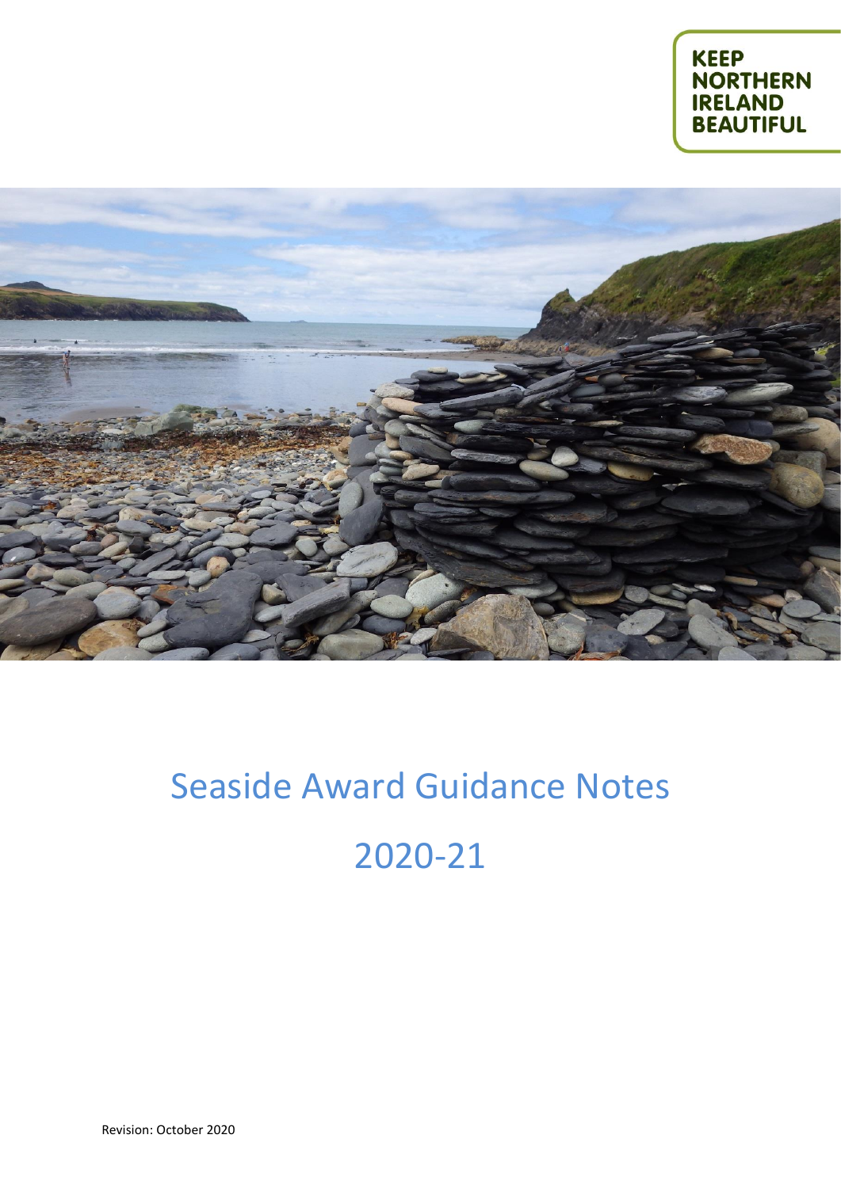KEEP NORTHERN IRELAND BEAUTIFUL

# Seaside Award Guidance Notes

# 2020-21

Revision: October 2020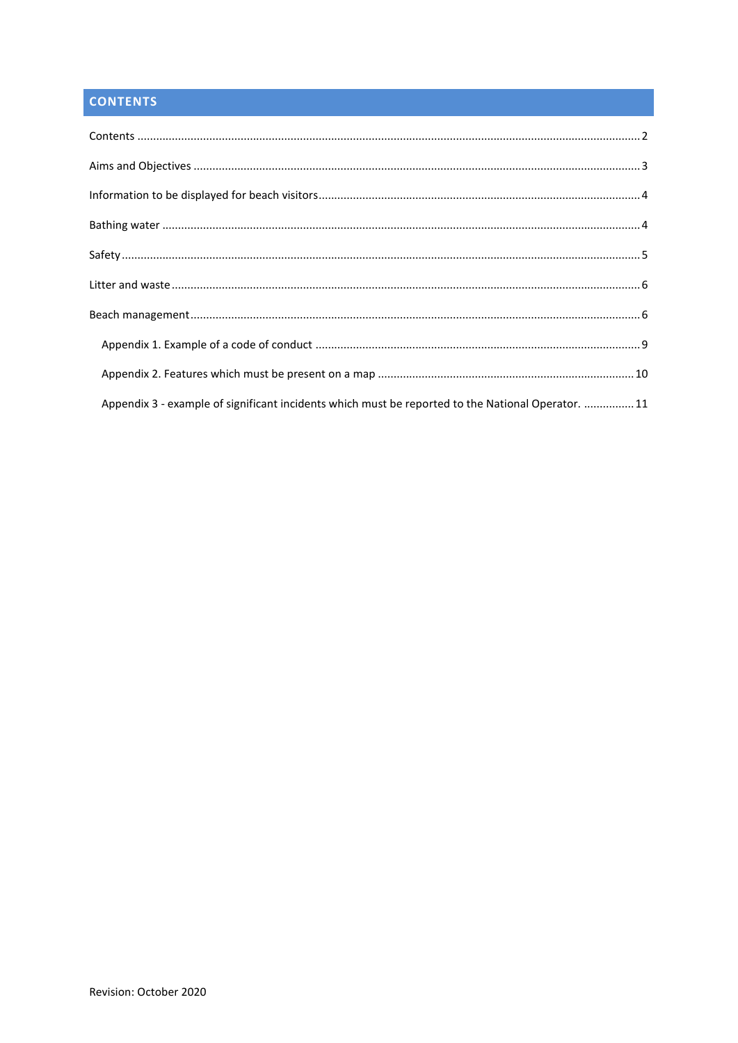## CONTENTS

Contents ........................................................................................................................ 2

Aims and Objectives ........................................................................................................ 3

Information to be displayed for beach visitors ................................................................ 4

Bathing water .................................................................................................................. 4

Safety .............................................................................................................................. 5

Litter and waste ............................................................................................................... 6

Beach management ......................................................................................................... 6

- Appendix 1. Example of a code of conduct ................................................................. 9
- Appendix 2. Features which must be present on a map ............................................. 10
- Appendix 3 - example of significant incidents which must be reported to the National Operator. ............... 11

Revision: October 2020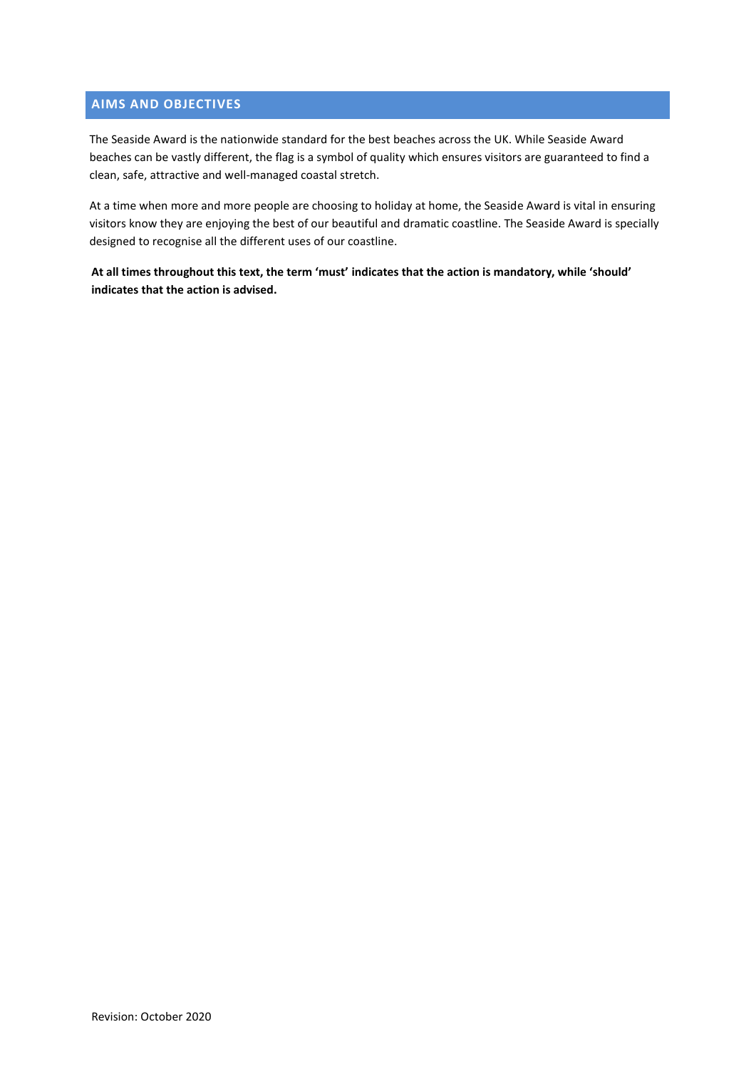## AIMS AND OBJECTIVES

The Seaside Award is the nationwide standard for the best beaches across the UK. While Seaside Award beaches can be vastly different, the flag is a symbol of quality which ensures visitors are guaranteed to find a clean, safe, attractive and well-managed coastal stretch.

At a time when more and more people are choosing to holiday at home, the Seaside Award is vital in ensuring visitors know they are enjoying the best of our beautiful and dramatic coastline. The Seaside Award is specially designed to recognise all the different uses of our coastline.

**At all times throughout this text, the term 'must' indicates that the action is mandatory, while 'should' indicates that the action is advised.**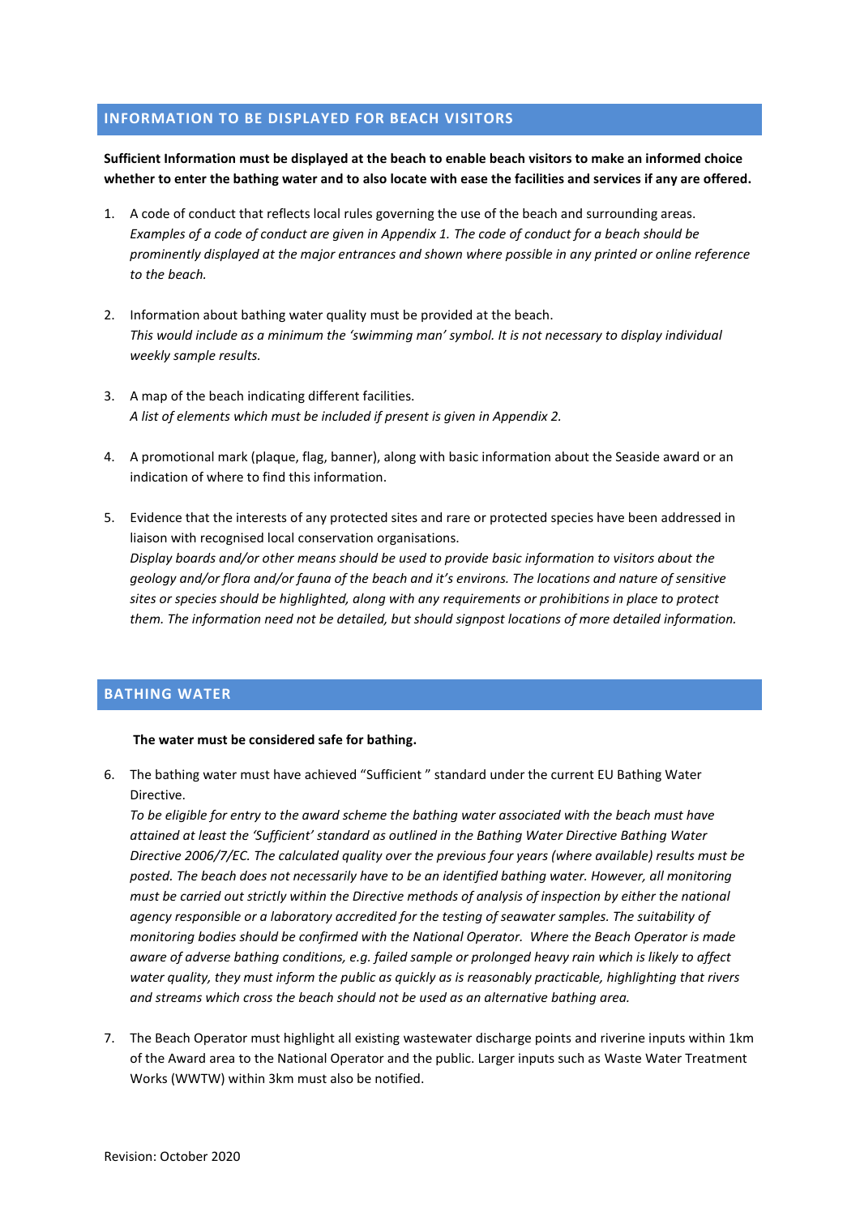## INFORMATION TO BE DISPLAYED FOR BEACH VISITORS

**Sufficient Information must be displayed at the beach to enable beach visitors to make an informed choice whether to enter the bathing water and to also locate with ease the facilities and services if any are offered.**

1. A code of conduct that reflects local rules governing the use of the beach and surrounding areas.
   *Examples of a code of conduct are given in Appendix 1. The code of conduct for a beach should be prominently displayed at the major entrances and shown where possible in any printed or online reference to the beach.*

2. Information about bathing water quality must be provided at the beach.
   *This would include as a minimum the 'swimming man' symbol. It is not necessary to display individual weekly sample results.*

3. A map of the beach indicating different facilities.
   *A list of elements which must be included if present is given in Appendix 2.*

4. A promotional mark (plaque, flag, banner), along with basic information about the Seaside award or an indication of where to find this information.

5. Evidence that the interests of any protected sites and rare or protected species have been addressed in liaison with recognised local conservation organisations.
   *Display boards and/or other means should be used to provide basic information to visitors about the geology and/or flora and/or fauna of the beach and it's environs. The locations and nature of sensitive sites or species should be highlighted, along with any requirements or prohibitions in place to protect them. The information need not be detailed, but should signpost locations of more detailed information.*

## BATHING WATER

**The water must be considered safe for bathing.**

6. The bathing water must have achieved "Sufficient " standard under the current EU Bathing Water Directive.
   *To be eligible for entry to the award scheme the bathing water associated with the beach must have attained at least the 'Sufficient' standard as outlined in the Bathing Water Directive Bathing Water Directive 2006/7/EC. The calculated quality over the previous four years (where available) results must be posted. The beach does not necessarily have to be an identified bathing water. However, all monitoring must be carried out strictly within the Directive methods of analysis of inspection by either the national agency responsible or a laboratory accredited for the testing of seawater samples. The suitability of monitoring bodies should be confirmed with the National Operator. Where the Beach Operator is made aware of adverse bathing conditions, e.g. failed sample or prolonged heavy rain which is likely to affect water quality, they must inform the public as quickly as is reasonably practicable, highlighting that rivers and streams which cross the beach should not be used as an alternative bathing area.*

7. The Beach Operator must highlight all existing wastewater discharge points and riverine inputs within 1km of the Award area to the National Operator and the public. Larger inputs such as Waste Water Treatment Works (WWTW) within 3km must also be notified.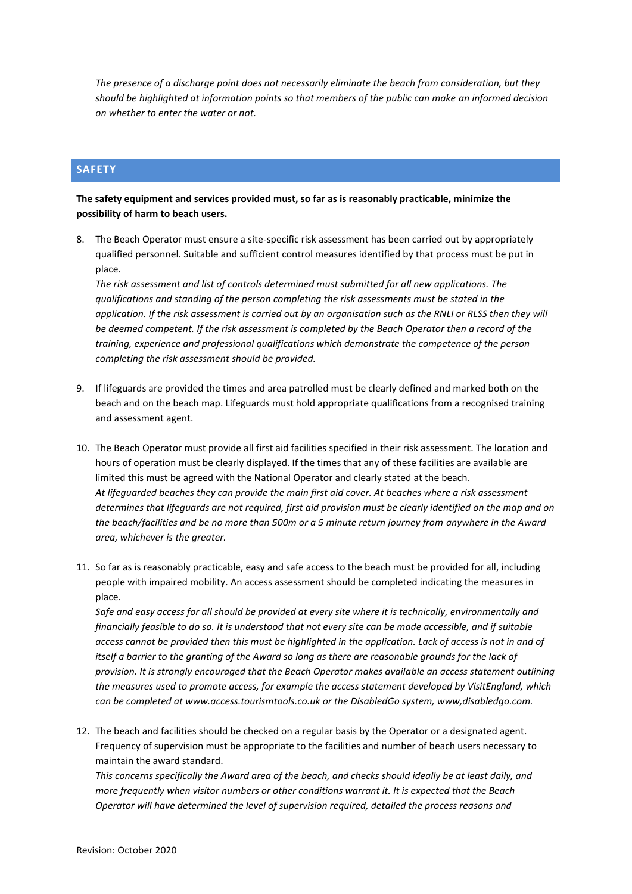*The presence of a discharge point does not necessarily eliminate the beach from consideration, but they should be highlighted at information points so that members of the public can make an informed decision on whether to enter the water or not.*

## SAFETY

**The safety equipment and services provided must, so far as is reasonably practicable, minimize the possibility of harm to beach users.**

8. The Beach Operator must ensure a site-specific risk assessment has been carried out by appropriately qualified personnel. Suitable and sufficient control measures identified by that process must be put in place.
   *The risk assessment and list of controls determined must submitted for all new applications. The qualifications and standing of the person completing the risk assessments must be stated in the application. If the risk assessment is carried out by an organisation such as the RNLI or RLSS then they will be deemed competent. If the risk assessment is completed by the Beach Operator then a record of the training, experience and professional qualifications which demonstrate the competence of the person completing the risk assessment should be provided.*

9. If lifeguards are provided the times and area patrolled must be clearly defined and marked both on the beach and on the beach map. Lifeguards must hold appropriate qualifications from a recognised training and assessment agent.

10. The Beach Operator must provide all first aid facilities specified in their risk assessment. The location and hours of operation must be clearly displayed. If the times that any of these facilities are available are limited this must be agreed with the National Operator and clearly stated at the beach.
    *At lifeguarded beaches they can provide the main first aid cover. At beaches where a risk assessment determines that lifeguards are not required, first aid provision must be clearly identified on the map and on the beach/facilities and be no more than 500m or a 5 minute return journey from anywhere in the Award area, whichever is the greater.*

11. So far as is reasonably practicable, easy and safe access to the beach must be provided for all, including people with impaired mobility. An access assessment should be completed indicating the measures in place.
    *Safe and easy access for all should be provided at every site where it is technically, environmentally and financially feasible to do so. It is understood that not every site can be made accessible, and if suitable access cannot be provided then this must be highlighted in the application. Lack of access is not in and of itself a barrier to the granting of the Award so long as there are reasonable grounds for the lack of provision. It is strongly encouraged that the Beach Operator makes available an access statement outlining the measures used to promote access, for example the access statement developed by VisitEngland, which can be completed at www.access.tourismtools.co.uk or the DisabledGo system, www,disabledgo.com.*

12. The beach and facilities should be checked on a regular basis by the Operator or a designated agent. Frequency of supervision must be appropriate to the facilities and number of beach users necessary to maintain the award standard.
    *This concerns specifically the Award area of the beach, and checks should ideally be at least daily, and more frequently when visitor numbers or other conditions warrant it. It is expected that the Beach Operator will have determined the level of supervision required, detailed the process reasons and*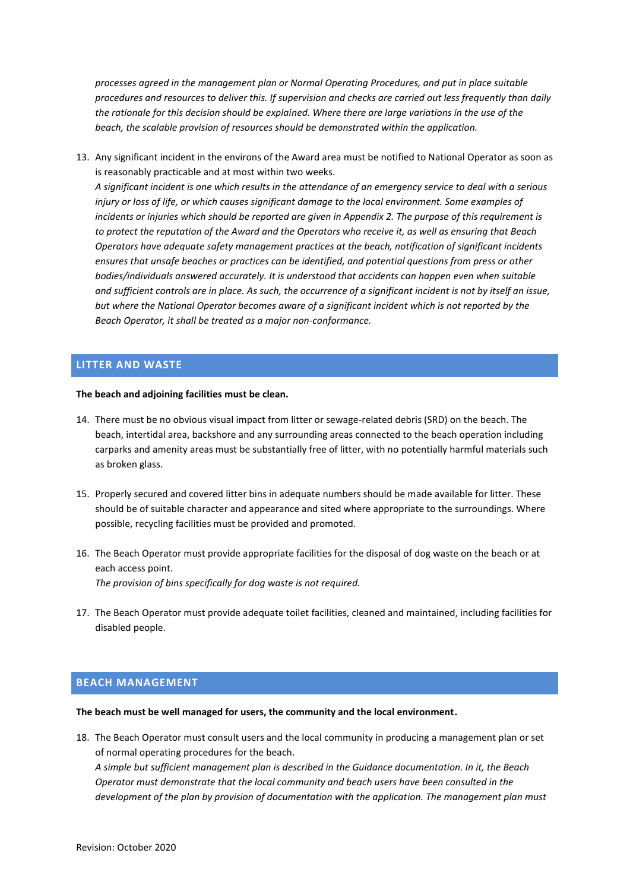*processes agreed in the management plan or Normal Operating Procedures, and put in place suitable procedures and resources to deliver this. If supervision and checks are carried out less frequently than daily the rationale for this decision should be explained. Where there are large variations in the use of the beach, the scalable provision of resources should be demonstrated within the application.*

13. Any significant incident in the environs of the Award area must be notified to National Operator as soon as is reasonably practicable and at most within two weeks.
    *A significant incident is one which results in the attendance of an emergency service to deal with a serious injury or loss of life, or which causes significant damage to the local environment. Some examples of incidents or injuries which should be reported are given in Appendix 2. The purpose of this requirement is to protect the reputation of the Award and the Operators who receive it, as well as ensuring that Beach Operators have adequate safety management practices at the beach, notification of significant incidents ensures that unsafe beaches or practices can be identified, and potential questions from press or other bodies/individuals answered accurately. It is understood that accidents can happen even when suitable and sufficient controls are in place. As such, the occurrence of a significant incident is not by itself an issue, but where the National Operator becomes aware of a significant incident which is not reported by the Beach Operator, it shall be treated as a major non-conformance.*

## LITTER AND WASTE

**The beach and adjoining facilities must be clean.**

14. There must be no obvious visual impact from litter or sewage-related debris (SRD) on the beach. The beach, intertidal area, backshore and any surrounding areas connected to the beach operation including carparks and amenity areas must be substantially free of litter, with no potentially harmful materials such as broken glass.

15. Properly secured and covered litter bins in adequate numbers should be made available for litter. These should be of suitable character and appearance and sited where appropriate to the surroundings. Where possible, recycling facilities must be provided and promoted.

16. The Beach Operator must provide appropriate facilities for the disposal of dog waste on the beach or at each access point.
    *The provision of bins specifically for dog waste is not required.*

17. The Beach Operator must provide adequate toilet facilities, cleaned and maintained, including facilities for disabled people.

## BEACH MANAGEMENT

**The beach must be well managed for users, the community and the local environment.**

18. The Beach Operator must consult users and the local community in producing a management plan or set of normal operating procedures for the beach.
    *A simple but sufficient management plan is described in the Guidance documentation. In it, the Beach Operator must demonstrate that the local community and beach users have been consulted in the development of the plan by provision of documentation with the application. The management plan must*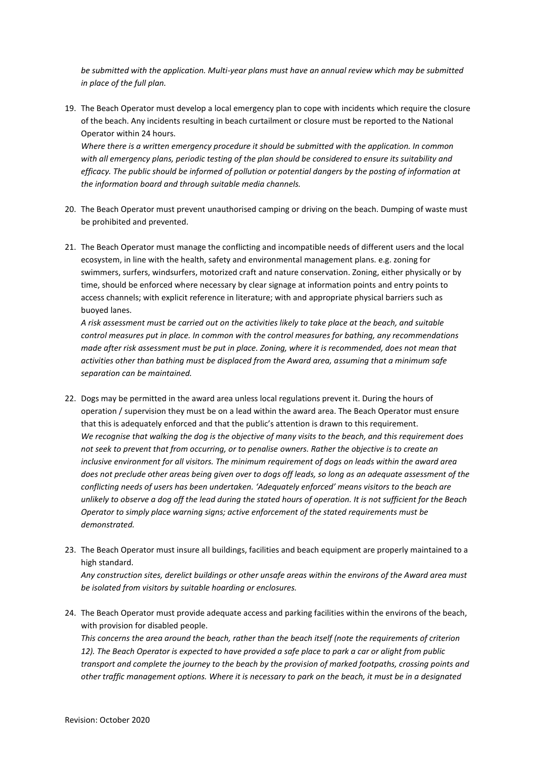*be submitted with the application. Multi-year plans must have an annual review which may be submitted in place of the full plan.*

19. The Beach Operator must develop a local emergency plan to cope with incidents which require the closure of the beach. Any incidents resulting in beach curtailment or closure must be reported to the National Operator within 24 hours.
*Where there is a written emergency procedure it should be submitted with the application. In common with all emergency plans, periodic testing of the plan should be considered to ensure its suitability and efficacy. The public should be informed of pollution or potential dangers by the posting of information at the information board and through suitable media channels.*

20. The Beach Operator must prevent unauthorised camping or driving on the beach. Dumping of waste must be prohibited and prevented.

21. The Beach Operator must manage the conflicting and incompatible needs of different users and the local ecosystem, in line with the health, safety and environmental management plans. e.g. zoning for swimmers, surfers, windsurfers, motorized craft and nature conservation. Zoning, either physically or by time, should be enforced where necessary by clear signage at information points and entry points to access channels; with explicit reference in literature; with and appropriate physical barriers such as buoyed lanes.
*A risk assessment must be carried out on the activities likely to take place at the beach, and suitable control measures put in place. In common with the control measures for bathing, any recommendations made after risk assessment must be put in place. Zoning, where it is recommended, does not mean that activities other than bathing must be displaced from the Award area, assuming that a minimum safe separation can be maintained.*

22. Dogs may be permitted in the award area unless local regulations prevent it. During the hours of operation / supervision they must be on a lead within the award area. The Beach Operator must ensure that this is adequately enforced and that the public's attention is drawn to this requirement.
*We recognise that walking the dog is the objective of many visits to the beach, and this requirement does not seek to prevent that from occurring, or to penalise owners. Rather the objective is to create an inclusive environment for all visitors. The minimum requirement of dogs on leads within the award area does not preclude other areas being given over to dogs off leads, so long as an adequate assessment of the conflicting needs of users has been undertaken. 'Adequately enforced' means visitors to the beach are unlikely to observe a dog off the lead during the stated hours of operation. It is not sufficient for the Beach Operator to simply place warning signs; active enforcement of the stated requirements must be demonstrated.*

23. The Beach Operator must insure all buildings, facilities and beach equipment are properly maintained to a high standard.
*Any construction sites, derelict buildings or other unsafe areas within the environs of the Award area must be isolated from visitors by suitable hoarding or enclosures.*

24. The Beach Operator must provide adequate access and parking facilities within the environs of the beach, with provision for disabled people.
*This concerns the area around the beach, rather than the beach itself (note the requirements of criterion 12). The Beach Operator is expected to have provided a safe place to park a car or alight from public transport and complete the journey to the beach by the provision of marked footpaths, crossing points and other traffic management options. Where it is necessary to park on the beach, it must be in a designated*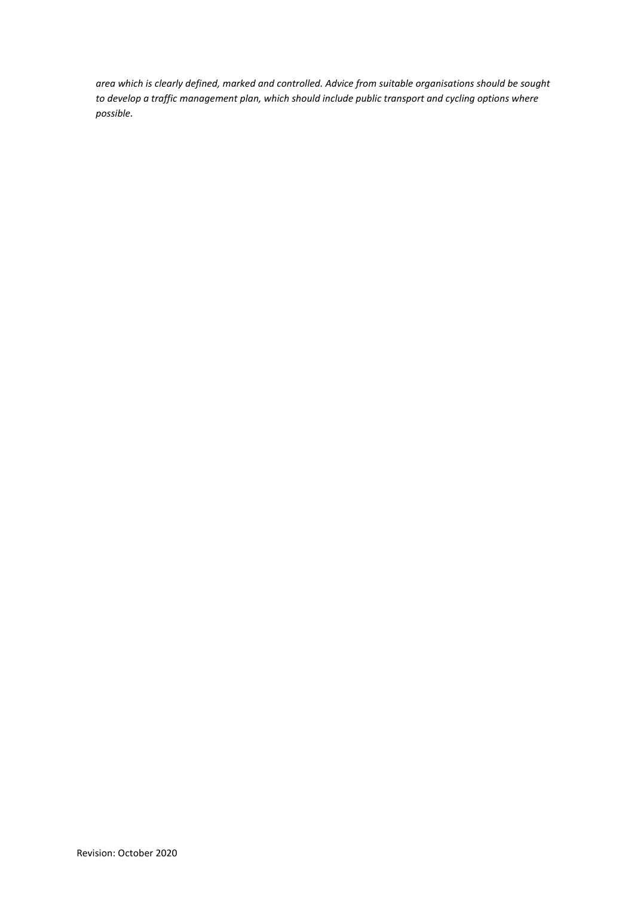*area which is clearly defined, marked and controlled. Advice from suitable organisations should be sought to develop a traffic management plan, which should include public transport and cycling options where possible.*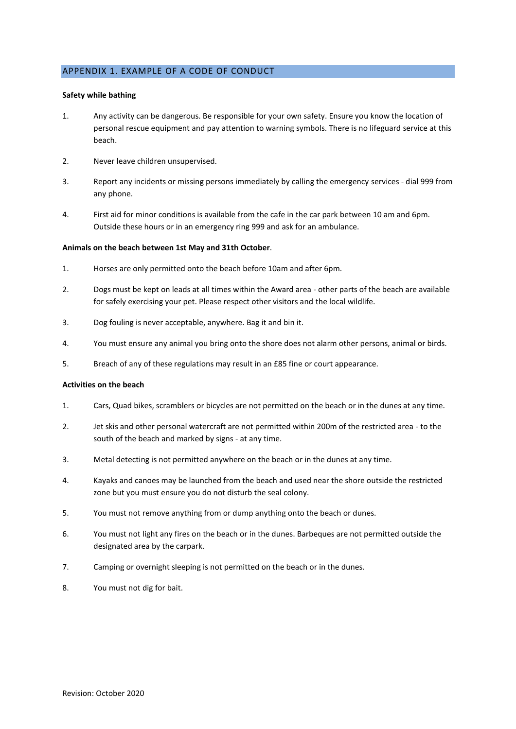## APPENDIX 1. EXAMPLE OF A CODE OF CONDUCT

**Safety while bathing**

1. Any activity can be dangerous. Be responsible for your own safety. Ensure you know the location of personal rescue equipment and pay attention to warning symbols. There is no lifeguard service at this beach.
2. Never leave children unsupervised.
3. Report any incidents or missing persons immediately by calling the emergency services - dial 999 from any phone.
4. First aid for minor conditions is available from the cafe in the car park between 10 am and 6pm. Outside these hours or in an emergency ring 999 and ask for an ambulance.

**Animals on the beach between 1st May and 31th October**.

1. Horses are only permitted onto the beach before 10am and after 6pm.
2. Dogs must be kept on leads at all times within the Award area - other parts of the beach are available for safely exercising your pet. Please respect other visitors and the local wildlife.
3. Dog fouling is never acceptable, anywhere. Bag it and bin it.
4. You must ensure any animal you bring onto the shore does not alarm other persons, animal or birds.
5. Breach of any of these regulations may result in an £85 fine or court appearance.

**Activities on the beach**

1. Cars, Quad bikes, scramblers or bicycles are not permitted on the beach or in the dunes at any time.
2. Jet skis and other personal watercraft are not permitted within 200m of the restricted area - to the south of the beach and marked by signs - at any time.
3. Metal detecting is not permitted anywhere on the beach or in the dunes at any time.
4. Kayaks and canoes may be launched from the beach and used near the shore outside the restricted zone but you must ensure you do not disturb the seal colony.
5. You must not remove anything from or dump anything onto the beach or dunes.
6. You must not light any fires on the beach or in the dunes. Barbeques are not permitted outside the designated area by the carpark.
7. Camping or overnight sleeping is not permitted on the beach or in the dunes.
8. You must not dig for bait.

Revision: October 2020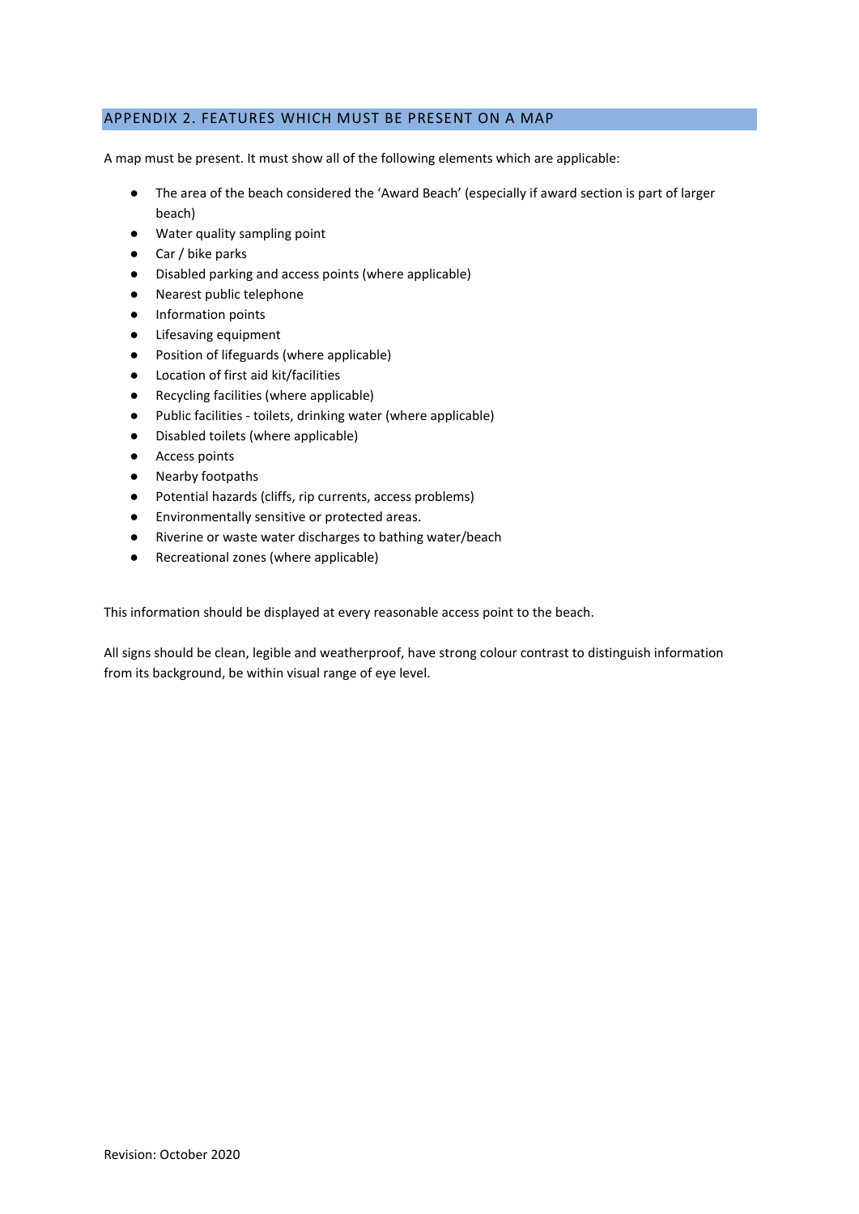## APPENDIX 2. FEATURES WHICH MUST BE PRESENT ON A MAP

A map must be present. It must show all of the following elements which are applicable:

- The area of the beach considered the 'Award Beach' (especially if award section is part of larger beach)
- Water quality sampling point
- Car / bike parks
- Disabled parking and access points (where applicable)
- Nearest public telephone
- Information points
- Lifesaving equipment
- Position of lifeguards (where applicable)
- Location of first aid kit/facilities
- Recycling facilities (where applicable)
- Public facilities - toilets, drinking water (where applicable)
- Disabled toilets (where applicable)
- Access points
- Nearby footpaths
- Potential hazards (cliffs, rip currents, access problems)
- Environmentally sensitive or protected areas.
- Riverine or waste water discharges to bathing water/beach
- Recreational zones (where applicable)

This information should be displayed at every reasonable access point to the beach.

All signs should be clean, legible and weatherproof, have strong colour contrast to distinguish information from its background, be within visual range of eye level.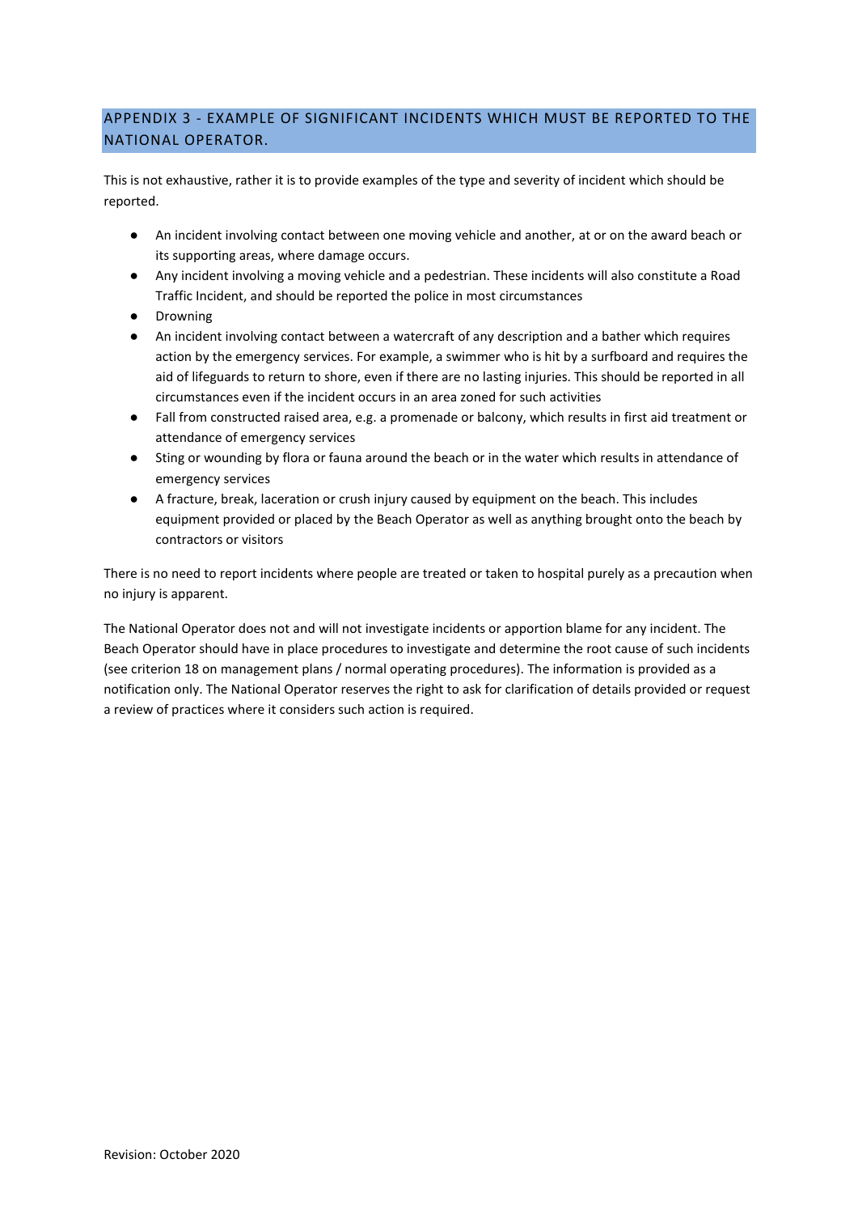## APPENDIX 3 - EXAMPLE OF SIGNIFICANT INCIDENTS WHICH MUST BE REPORTED TO THE NATIONAL OPERATOR.

This is not exhaustive, rather it is to provide examples of the type and severity of incident which should be reported.

- An incident involving contact between one moving vehicle and another, at or on the award beach or its supporting areas, where damage occurs.
- Any incident involving a moving vehicle and a pedestrian. These incidents will also constitute a Road Traffic Incident, and should be reported the police in most circumstances
- Drowning
- An incident involving contact between a watercraft of any description and a bather which requires action by the emergency services. For example, a swimmer who is hit by a surfboard and requires the aid of lifeguards to return to shore, even if there are no lasting injuries. This should be reported in all circumstances even if the incident occurs in an area zoned for such activities
- Fall from constructed raised area, e.g. a promenade or balcony, which results in first aid treatment or attendance of emergency services
- Sting or wounding by flora or fauna around the beach or in the water which results in attendance of emergency services
- A fracture, break, laceration or crush injury caused by equipment on the beach. This includes equipment provided or placed by the Beach Operator as well as anything brought onto the beach by contractors or visitors

There is no need to report incidents where people are treated or taken to hospital purely as a precaution when no injury is apparent.

The National Operator does not and will not investigate incidents or apportion blame for any incident. The Beach Operator should have in place procedures to investigate and determine the root cause of such incidents (see criterion 18 on management plans / normal operating procedures). The information is provided as a notification only. The National Operator reserves the right to ask for clarification of details provided or request a review of practices where it considers such action is required.

Revision: October 2020